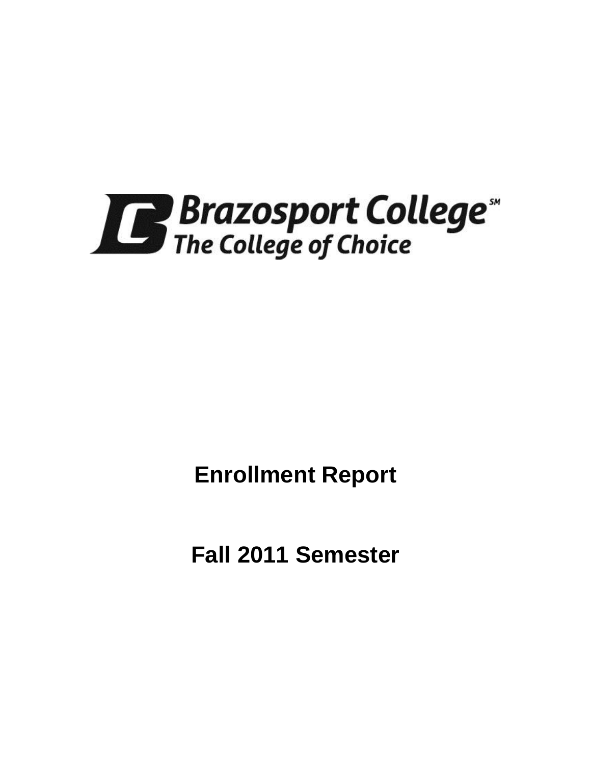Brazosport College[SM]
The College of Choice

# Enrollment Report

# Fall 2011 Semester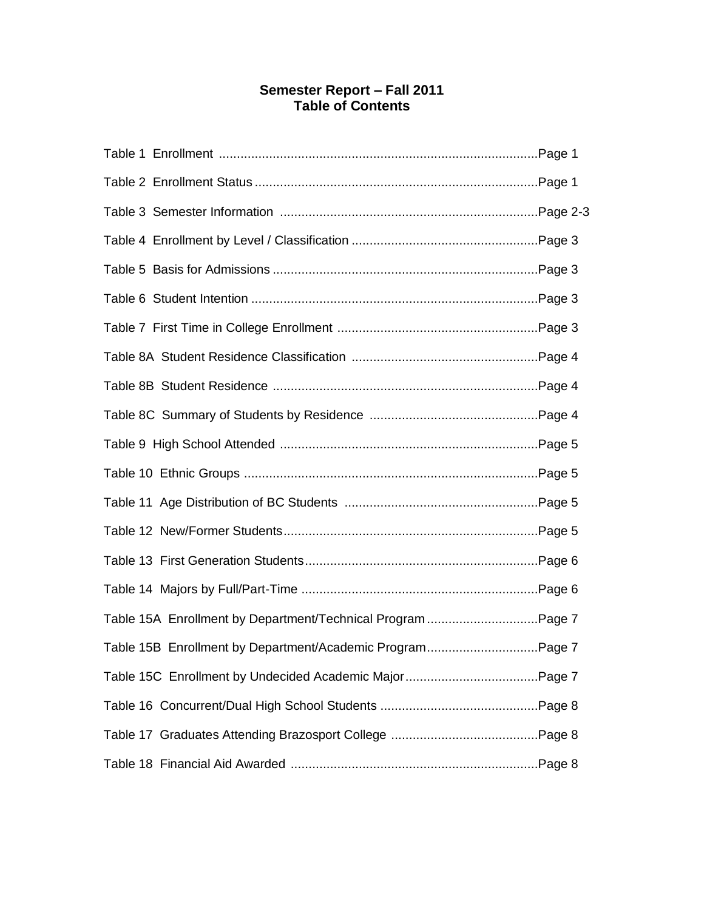# Semester Report – Fall 2011
## Table of Contents

| | |
|---|---|
| Table 1 Enrollment | Page 1 |
| Table 2 Enrollment Status | Page 1 |
| Table 3 Semester Information | Page 2-3 |
| Table 4 Enrollment by Level / Classification | Page 3 |
| Table 5 Basis for Admissions | Page 3 |
| Table 6 Student Intention | Page 3 |
| Table 7 First Time in College Enrollment | Page 3 |
| Table 8A Student Residence Classification | Page 4 |
| Table 8B Student Residence | Page 4 |
| Table 8C Summary of Students by Residence | Page 4 |
| Table 9 High School Attended | Page 5 |
| Table 10 Ethnic Groups | Page 5 |
| Table 11 Age Distribution of BC Students | Page 5 |
| Table 12 New/Former Students | Page 5 |
| Table 13 First Generation Students | Page 6 |
| Table 14 Majors by Full/Part-Time | Page 6 |
| Table 15A Enrollment by Department/Technical Program | Page 7 |
| Table 15B Enrollment by Department/Academic Program | Page 7 |
| Table 15C Enrollment by Undecided Academic Major | Page 7 |
| Table 16 Concurrent/Dual High School Students | Page 8 |
| Table 17 Graduates Attending Brazosport College | Page 8 |
| Table 18 Financial Aid Awarded | Page 8 |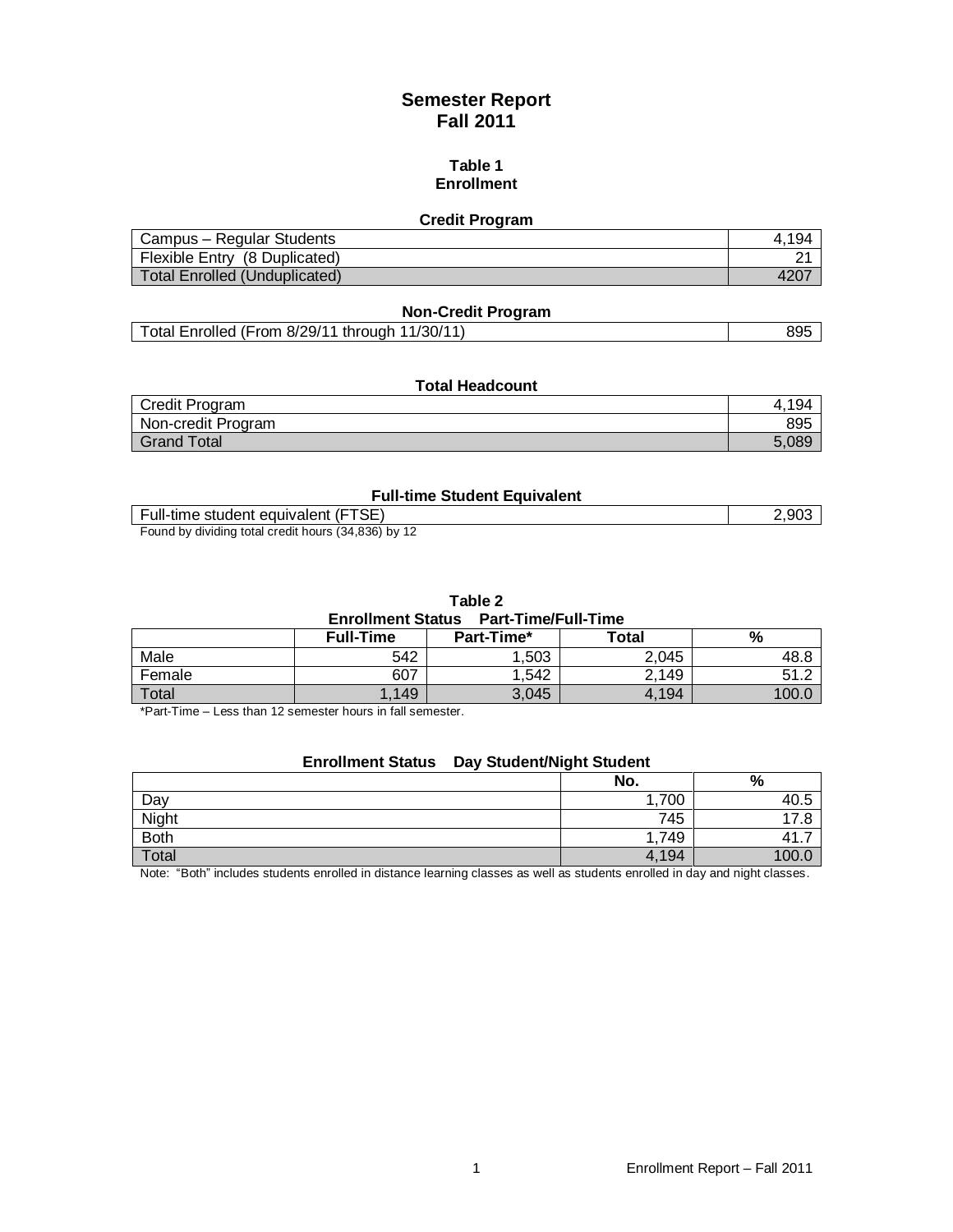# Semester Report
# Fall 2011

## Table 1
## Enrollment

### Credit Program

| | |
|---|---|
| Campus – Regular Students | 4,194 |
| Flexible Entry (8 Duplicated) | 21 |
| Total Enrolled (Unduplicated) | 4207 |

### Non-Credit Program

| | |
|---|---|
| Total Enrolled (From 8/29/11 through 11/30/11) | 895 |

### Total Headcount

| | |
|---|---|
| Credit Program | 4,194 |
| Non-credit Program | 895 |
| Grand Total | 5,089 |

### Full-time Student Equivalent

| | |
|---|---|
| Full-time student equivalent (FTSE) | 2,903 |

Found by dividing total credit hours (34,836) by 12

## Table 2
### Enrollment Status Part-Time/Full-Time

| | Full-Time | Part-Time* | Total | % |
|---|---|---|---|---|
| Male | 542 | 1,503 | 2,045 | 48.8 |
| Female | 607 | 1,542 | 2,149 | 51.2 |
| Total | 1,149 | 3,045 | 4,194 | 100.0 |

*Part-Time – Less than 12 semester hours in fall semester.

### Enrollment Status Day Student/Night Student

| | No. | % |
|---|---|---|
| Day | 1,700 | 40.5 |
| Night | 745 | 17.8 |
| Both | 1,749 | 41.7 |
| Total | 4,194 | 100.0 |

Note: "Both" includes students enrolled in distance learning classes as well as students enrolled in day and night classes.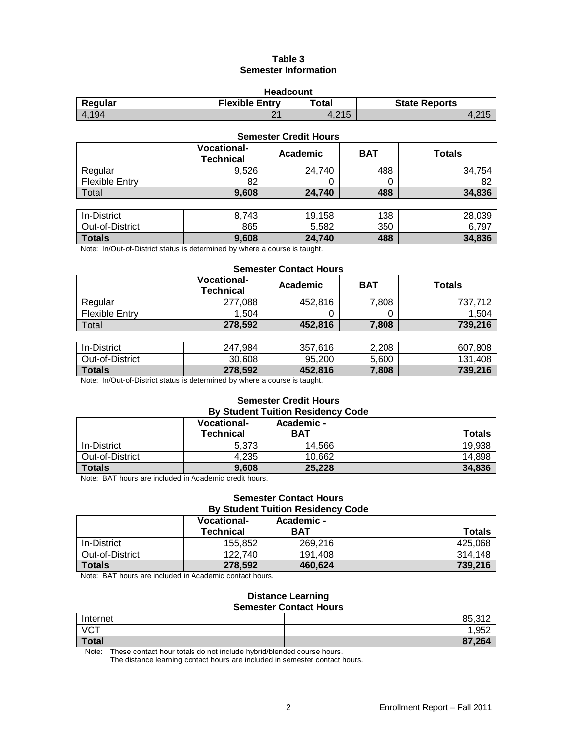# Table 3
## Semester Information

### Headcount

| Regular | Flexible Entry | Total | State Reports |
|---|---|---|---|
| 4,194 | 21 | 4,215 | 4,215 |

### Semester Credit Hours

| | Vocational-Technical | Academic | BAT | Totals |
|---|---|---|---|---|
| Regular | 9,526 | 24,740 | 488 | 34,754 |
| Flexible Entry | 82 | 0 | 0 | 82 |
| **Total** | **9,608** | **24,740** | **488** | **34,836** |

| | | | | |
|---|---|---|---|---|
| In-District | 8,743 | 19,158 | 138 | 28,039 |
| Out-of-District | 865 | 5,582 | 350 | 6,797 |
| **Totals** | **9,608** | **24,740** | **488** | **34,836** |

Note: In/Out-of-District status is determined by where a course is taught.

### Semester Contact Hours

| | Vocational-Technical | Academic | BAT | Totals |
|---|---|---|---|---|
| Regular | 277,088 | 452,816 | 7,808 | 737,712 |
| Flexible Entry | 1,504 | 0 | 0 | 1,504 |
| **Total** | **278,592** | **452,816** | **7,808** | **739,216** |

| | | | | |
|---|---|---|---|---|
| In-District | 247,984 | 357,616 | 2,208 | 607,808 |
| Out-of-District | 30,608 | 95,200 | 5,600 | 131,408 |
| **Totals** | **278,592** | **452,816** | **7,808** | **739,216** |

Note: In/Out-of-District status is determined by where a course is taught.

### Semester Credit Hours By Student Tuition Residency Code

| | Vocational-Technical | Academic - BAT | Totals |
|---|---|---|---|
| In-District | 5,373 | 14,566 | 19,938 |
| Out-of-District | 4,235 | 10,662 | 14,898 |
| **Totals** | **9,608** | **25,228** | **34,836** |

Note: BAT hours are included in Academic credit hours.

### Semester Contact Hours By Student Tuition Residency Code

| | Vocational-Technical | Academic - BAT | Totals |
|---|---|---|---|
| In-District | 155,852 | 269,216 | 425,068 |
| Out-of-District | 122,740 | 191,408 | 314,148 |
| **Totals** | **278,592** | **460,624** | **739,216** |

Note: BAT hours are included in Academic contact hours.

### Distance Learning Semester Contact Hours

| | |
|---|---|
| Internet | 85,312 |
| VCT | 1,952 |
| **Total** | **87,264** |

Note: These contact hour totals do not include hybrid/blended course hours.
The distance learning contact hours are included in semester contact hours.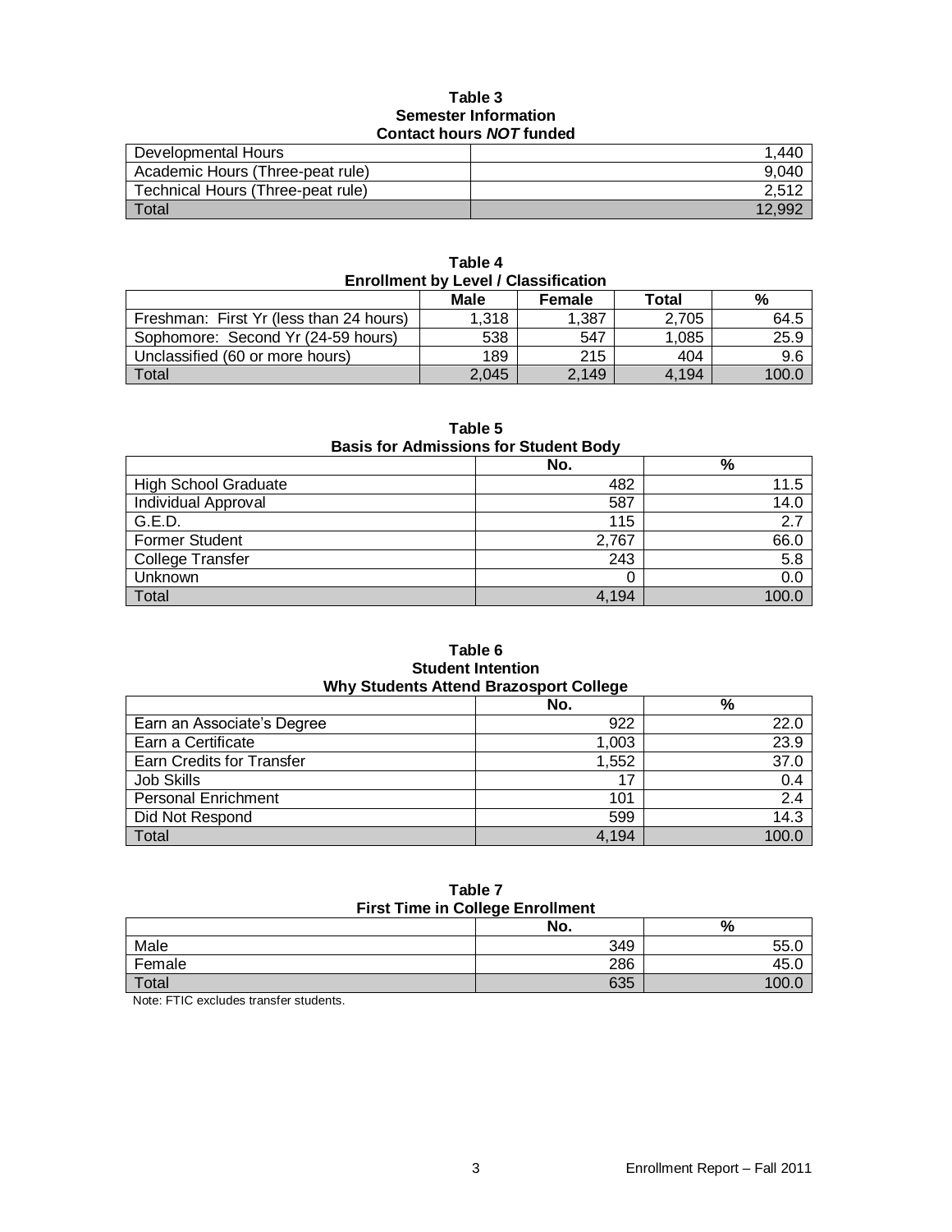**Table 3**
**Semester Information**
**Contact hours *NOT* funded**

| | |
|---|---|
| Developmental Hours | 1,440 |
| Academic Hours (Three-peat rule) | 9,040 |
| Technical Hours (Three-peat rule) | 2,512 |
| Total | 12,992 |

**Table 4**
**Enrollment by Level / Classification**

| | Male | Female | Total | % |
|---|---|---|---|---|
| Freshman: First Yr (less than 24 hours) | 1,318 | 1,387 | 2,705 | 64.5 |
| Sophomore: Second Yr (24-59 hours) | 538 | 547 | 1,085 | 25.9 |
| Unclassified (60 or more hours) | 189 | 215 | 404 | 9.6 |
| Total | 2,045 | 2,149 | 4,194 | 100.0 |

**Table 5**
**Basis for Admissions for Student Body**

| | No. | % |
|---|---|---|
| High School Graduate | 482 | 11.5 |
| Individual Approval | 587 | 14.0 |
| G.E.D. | 115 | 2.7 |
| Former Student | 2,767 | 66.0 |
| College Transfer | 243 | 5.8 |
| Unknown | 0 | 0.0 |
| Total | 4,194 | 100.0 |

**Table 6**
**Student Intention**
**Why Students Attend Brazosport College**

| | No. | % |
|---|---|---|
| Earn an Associate's Degree | 922 | 22.0 |
| Earn a Certificate | 1,003 | 23.9 |
| Earn Credits for Transfer | 1,552 | 37.0 |
| Job Skills | 17 | 0.4 |
| Personal Enrichment | 101 | 2.4 |
| Did Not Respond | 599 | 14.3 |
| Total | 4,194 | 100.0 |

**Table 7**
**First Time in College Enrollment**

| | No. | % |
|---|---|---|
| Male | 349 | 55.0 |
| Female | 286 | 45.0 |
| Total | 635 | 100.0 |

Note: FTIC excludes transfer students.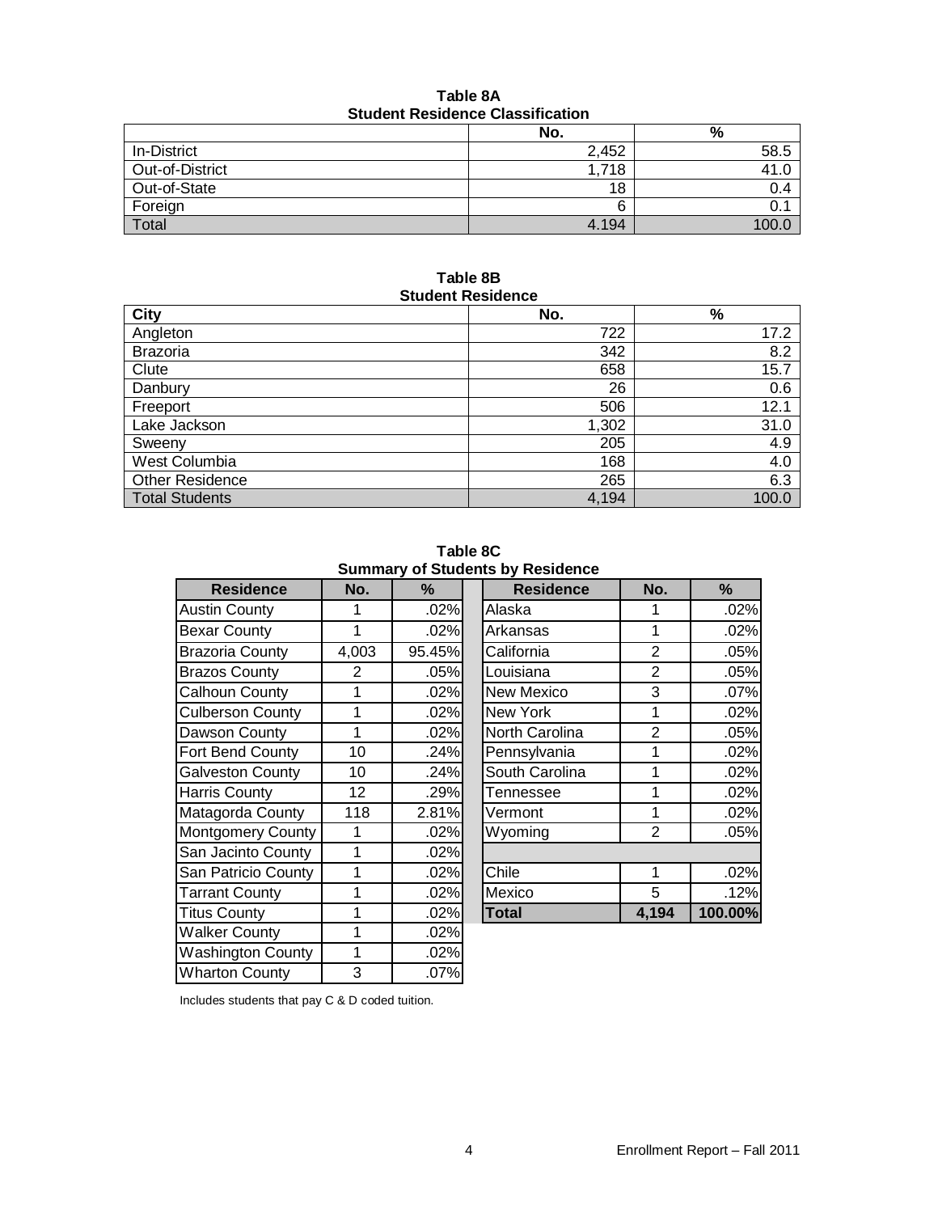**Table 8A**
**Student Residence Classification**

| | No. | % |
|---|---|---|
| In-District | 2,452 | 58.5 |
| Out-of-District | 1,718 | 41.0 |
| Out-of-State | 18 | 0.4 |
| Foreign | 6 | 0.1 |
| Total | 4,194 | 100.0 |

**Table 8B**
**Student Residence**

| City | No. | % |
|---|---|---|
| Angleton | 722 | 17.2 |
| Brazoria | 342 | 8.2 |
| Clute | 658 | 15.7 |
| Danbury | 26 | 0.6 |
| Freeport | 506 | 12.1 |
| Lake Jackson | 1,302 | 31.0 |
| Sweeny | 205 | 4.9 |
| West Columbia | 168 | 4.0 |
| Other Residence | 265 | 6.3 |
| Total Students | 4,194 | 100.0 |

**Table 8C**
**Summary of Students by Residence**

| Residence | No. | % | Residence | No. | % |
|---|---|---|---|---|---|
| Austin County | 1 | .02% | Alaska | 1 | .02% |
| Bexar County | 1 | .02% | Arkansas | 1 | .02% |
| Brazoria County | 4,003 | 95.45% | California | 2 | .05% |
| Brazos County | 2 | .05% | Louisiana | 2 | .05% |
| Calhoun County | 1 | .02% | New Mexico | 3 | .07% |
| Culberson County | 1 | .02% | New York | 1 | .02% |
| Dawson County | 1 | .02% | North Carolina | 2 | .05% |
| Fort Bend County | 10 | .24% | Pennsylvania | 1 | .02% |
| Galveston County | 10 | .24% | South Carolina | 1 | .02% |
| Harris County | 12 | .29% | Tennessee | 1 | .02% |
| Matagorda County | 118 | 2.81% | Vermont | 1 | .02% |
| Montgomery County | 1 | .02% | Wyoming | 2 | .05% |
| San Jacinto County | 1 | .02% | | | |
| San Patricio County | 1 | .02% | Chile | 1 | .02% |
| Tarrant County | 1 | .02% | Mexico | 5 | .12% |
| Titus County | 1 | .02% | **Total** | **4,194** | **100.00%** |
| Walker County | 1 | .02% | | | |
| Washington County | 1 | .02% | | | |
| Wharton County | 3 | .07% | | | |

Includes students that pay C & D coded tuition.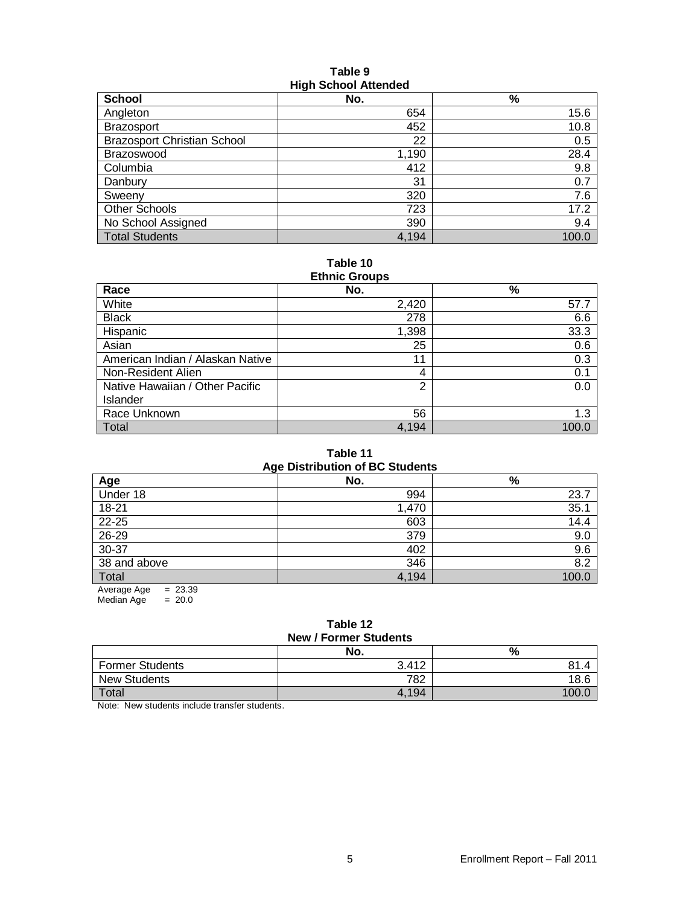**Table 9**
**High School Attended**

| School | No. | % |
|---|---|---|
| Angleton | 654 | 15.6 |
| Brazosport | 452 | 10.8 |
| Brazosport Christian School | 22 | 0.5 |
| Brazoswood | 1,190 | 28.4 |
| Columbia | 412 | 9.8 |
| Danbury | 31 | 0.7 |
| Sweeny | 320 | 7.6 |
| Other Schools | 723 | 17.2 |
| No School Assigned | 390 | 9.4 |
| Total Students | 4,194 | 100.0 |

**Table 10**
**Ethnic Groups**

| Race | No. | % |
|---|---|---|
| White | 2,420 | 57.7 |
| Black | 278 | 6.6 |
| Hispanic | 1,398 | 33.3 |
| Asian | 25 | 0.6 |
| American Indian / Alaskan Native | 11 | 0.3 |
| Non-Resident Alien | 4 | 0.1 |
| Native Hawaiian / Other Pacific Islander | 2 | 0.0 |
| Race Unknown | 56 | 1.3 |
| Total | 4,194 | 100.0 |

**Table 11**
**Age Distribution of BC Students**

| Age | No. | % |
|---|---|---|
| Under 18 | 994 | 23.7 |
| 18-21 | 1,470 | 35.1 |
| 22-25 | 603 | 14.4 |
| 26-29 | 379 | 9.0 |
| 30-37 | 402 | 9.6 |
| 38 and above | 346 | 8.2 |
| Total | 4,194 | 100.0 |

Average Age = 23.39
Median Age = 20.0

**Table 12**
**New / Former Students**

| | No. | % |
|---|---|---|
| Former Students | 3.412 | 81.4 |
| New Students | 782 | 18.6 |
| Total | 4,194 | 100.0 |

Note: New students include transfer students.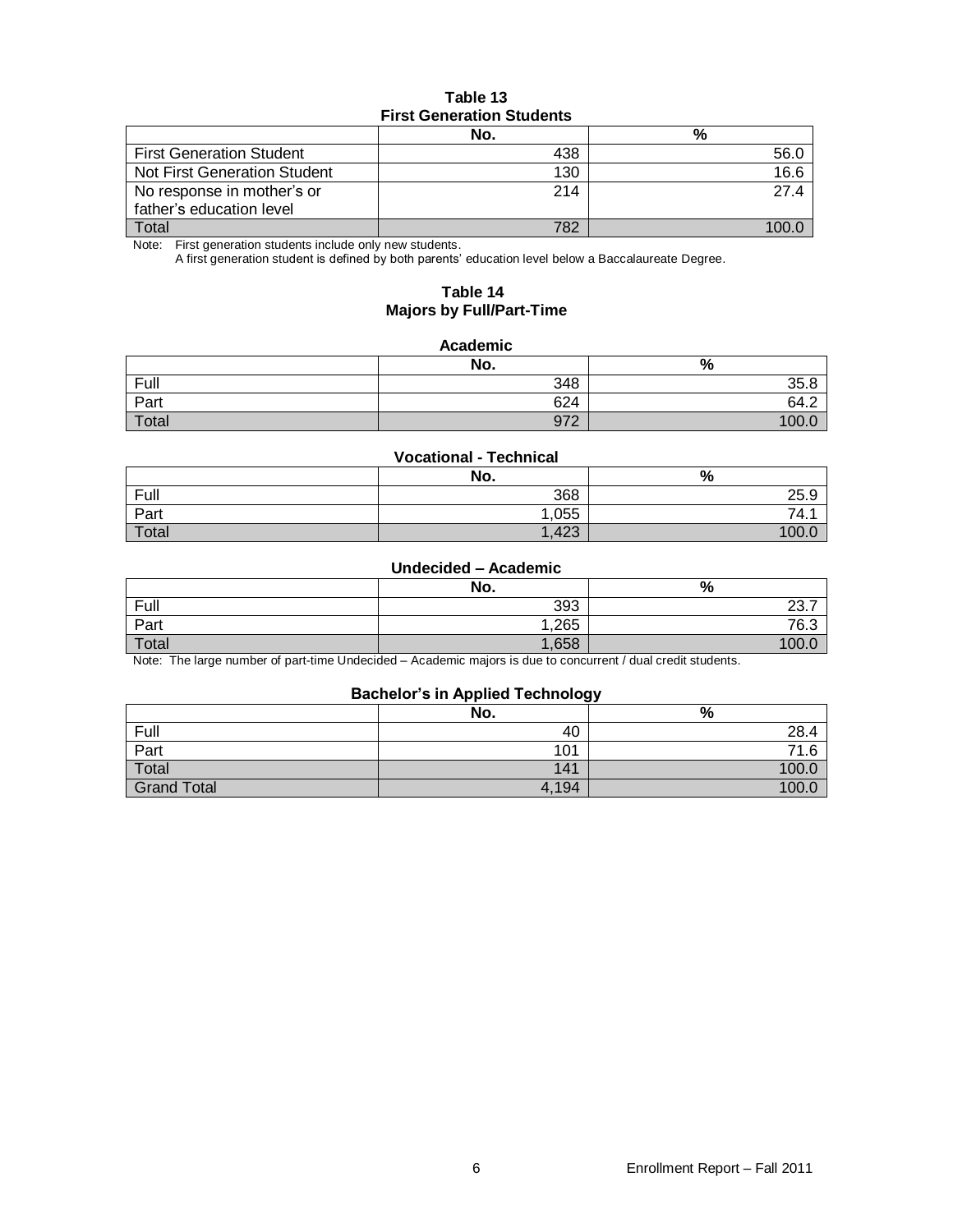**Table 13**
**First Generation Students**

| | No. | % |
|---|---|---|
| First Generation Student | 438 | 56.0 |
| Not First Generation Student | 130 | 16.6 |
| No response in mother's or father's education level | 214 | 27.4 |
| Total | 782 | 100.0 |

Note: First generation students include only new students.
A first generation student is defined by both parents' education level below a Baccalaureate Degree.

**Table 14**
**Majors by Full/Part-Time**

**Academic**

| | No. | % |
|---|---|---|
| Full | 348 | 35.8 |
| Part | 624 | 64.2 |
| Total | 972 | 100.0 |

**Vocational - Technical**

| | No. | % |
|---|---|---|
| Full | 368 | 25.9 |
| Part | 1,055 | 74.1 |
| Total | 1,423 | 100.0 |

**Undecided – Academic**

| | No. | % |
|---|---|---|
| Full | 393 | 23.7 |
| Part | 1,265 | 76.3 |
| Total | 1,658 | 100.0 |

Note: The large number of part-time Undecided – Academic majors is due to concurrent / dual credit students.

**Bachelor's in Applied Technology**

| | No. | % |
|---|---|---|
| Full | 40 | 28.4 |
| Part | 101 | 71.6 |
| Total | 141 | 100.0 |
| Grand Total | 4,194 | 100.0 |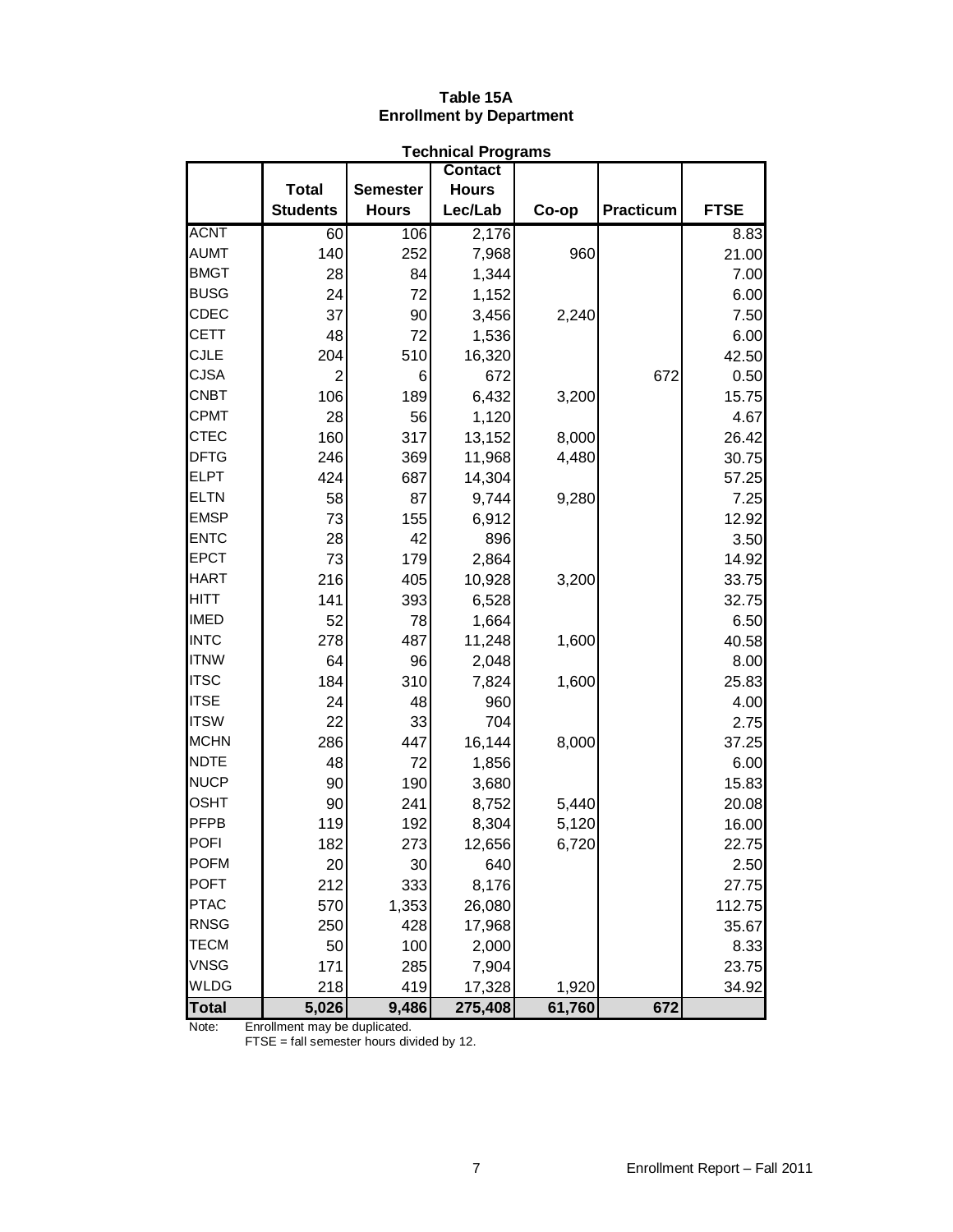**Table 15A**
**Enrollment by Department**

**Technical Programs**

| | Total Students | Semester Hours | Contact Hours Lec/Lab | Co-op | Practicum | FTSE |
|---|---|---|---|---|---|---|
| ACNT | 60 | 106 | 2,176 | | | 8.83 |
| AUMT | 140 | 252 | 7,968 | 960 | | 21.00 |
| BMGT | 28 | 84 | 1,344 | | | 7.00 |
| BUSG | 24 | 72 | 1,152 | | | 6.00 |
| CDEC | 37 | 90 | 3,456 | 2,240 | | 7.50 |
| CETT | 48 | 72 | 1,536 | | | 6.00 |
| CJLE | 204 | 510 | 16,320 | | | 42.50 |
| CJSA | 2 | 6 | 672 | | 672 | 0.50 |
| CNBT | 106 | 189 | 6,432 | 3,200 | | 15.75 |
| CPMT | 28 | 56 | 1,120 | | | 4.67 |
| CTEC | 160 | 317 | 13,152 | 8,000 | | 26.42 |
| DFTG | 246 | 369 | 11,968 | 4,480 | | 30.75 |
| ELPT | 424 | 687 | 14,304 | | | 57.25 |
| ELTN | 58 | 87 | 9,744 | 9,280 | | 7.25 |
| EMSP | 73 | 155 | 6,912 | | | 12.92 |
| ENTC | 28 | 42 | 896 | | | 3.50 |
| EPCT | 73 | 179 | 2,864 | | | 14.92 |
| HART | 216 | 405 | 10,928 | 3,200 | | 33.75 |
| HITT | 141 | 393 | 6,528 | | | 32.75 |
| IMED | 52 | 78 | 1,664 | | | 6.50 |
| INTC | 278 | 487 | 11,248 | 1,600 | | 40.58 |
| ITNW | 64 | 96 | 2,048 | | | 8.00 |
| ITSC | 184 | 310 | 7,824 | 1,600 | | 25.83 |
| ITSE | 24 | 48 | 960 | | | 4.00 |
| ITSW | 22 | 33 | 704 | | | 2.75 |
| MCHN | 286 | 447 | 16,144 | 8,000 | | 37.25 |
| NDTE | 48 | 72 | 1,856 | | | 6.00 |
| NUCP | 90 | 190 | 3,680 | | | 15.83 |
| OSHT | 90 | 241 | 8,752 | 5,440 | | 20.08 |
| PFPB | 119 | 192 | 8,304 | 5,120 | | 16.00 |
| POFI | 182 | 273 | 12,656 | 6,720 | | 22.75 |
| POFM | 20 | 30 | 640 | | | 2.50 |
| POFT | 212 | 333 | 8,176 | | | 27.75 |
| PTAC | 570 | 1,353 | 26,080 | | | 112.75 |
| RNSG | 250 | 428 | 17,968 | | | 35.67 |
| TECM | 50 | 100 | 2,000 | | | 8.33 |
| VNSG | 171 | 285 | 7,904 | | | 23.75 |
| WLDG | 218 | 419 | 17,328 | 1,920 | | 34.92 |
| **Total** | **5,026** | **9,486** | **275,408** | **61,760** | **672** | |

Note: Enrollment may be duplicated.
FTSE = fall semester hours divided by 12.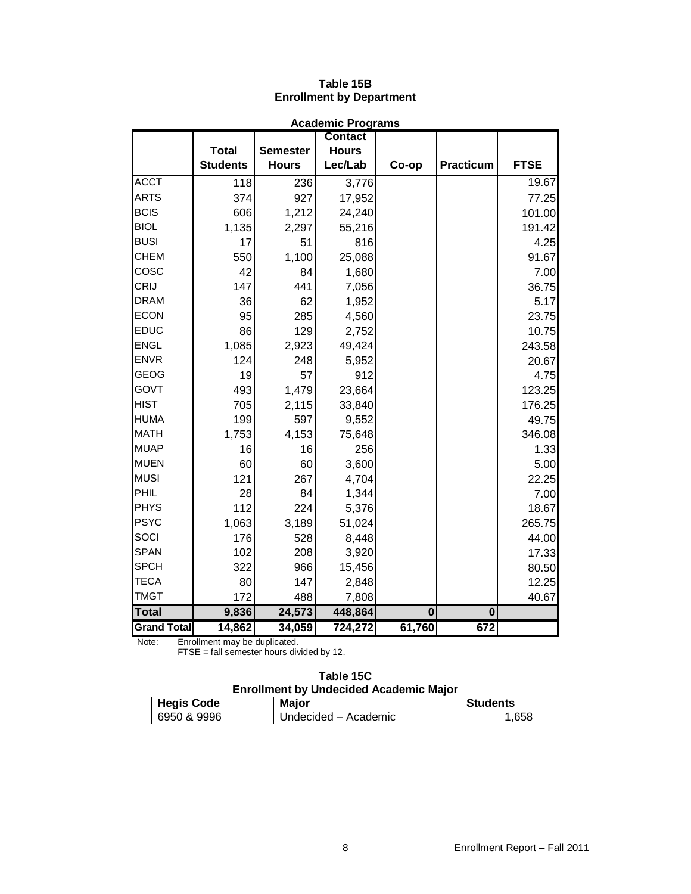# Table 15B
## Enrollment by Department

### Academic Programs

| | Total Students | Semester Hours | Contact Hours Lec/Lab | Co-op | Practicum | FTSE |
|---|---|---|---|---|---|---|
| ACCT | 118 | 236 | 3,776 | | | 19.67 |
| ARTS | 374 | 927 | 17,952 | | | 77.25 |
| BCIS | 606 | 1,212 | 24,240 | | | 101.00 |
| BIOL | 1,135 | 2,297 | 55,216 | | | 191.42 |
| BUSI | 17 | 51 | 816 | | | 4.25 |
| CHEM | 550 | 1,100 | 25,088 | | | 91.67 |
| COSC | 42 | 84 | 1,680 | | | 7.00 |
| CRIJ | 147 | 441 | 7,056 | | | 36.75 |
| DRAM | 36 | 62 | 1,952 | | | 5.17 |
| ECON | 95 | 285 | 4,560 | | | 23.75 |
| EDUC | 86 | 129 | 2,752 | | | 10.75 |
| ENGL | 1,085 | 2,923 | 49,424 | | | 243.58 |
| ENVR | 124 | 248 | 5,952 | | | 20.67 |
| GEOG | 19 | 57 | 912 | | | 4.75 |
| GOVT | 493 | 1,479 | 23,664 | | | 123.25 |
| HIST | 705 | 2,115 | 33,840 | | | 176.25 |
| HUMA | 199 | 597 | 9,552 | | | 49.75 |
| MATH | 1,753 | 4,153 | 75,648 | | | 346.08 |
| MUAP | 16 | 16 | 256 | | | 1.33 |
| MUEN | 60 | 60 | 3,600 | | | 5.00 |
| MUSI | 121 | 267 | 4,704 | | | 22.25 |
| PHIL | 28 | 84 | 1,344 | | | 7.00 |
| PHYS | 112 | 224 | 5,376 | | | 18.67 |
| PSYC | 1,063 | 3,189 | 51,024 | | | 265.75 |
| SOCI | 176 | 528 | 8,448 | | | 44.00 |
| SPAN | 102 | 208 | 3,920 | | | 17.33 |
| SPCH | 322 | 966 | 15,456 | | | 80.50 |
| TECA | 80 | 147 | 2,848 | | | 12.25 |
| TMGT | 172 | 488 | 7,808 | | | 40.67 |
| **Total** | **9,836** | **24,573** | **448,864** | **0** | **0** | |
| **Grand Total** | **14,862** | **34,059** | **724,272** | **61,760** | **672** | |

Note: Enrollment may be duplicated.
FTSE = fall semester hours divided by 12.

# Table 15C
## Enrollment by Undecided Academic Major

| Hegis Code | Major | Students |
|---|---|---|
| 6950 & 9996 | Undecided – Academic | 1,658 |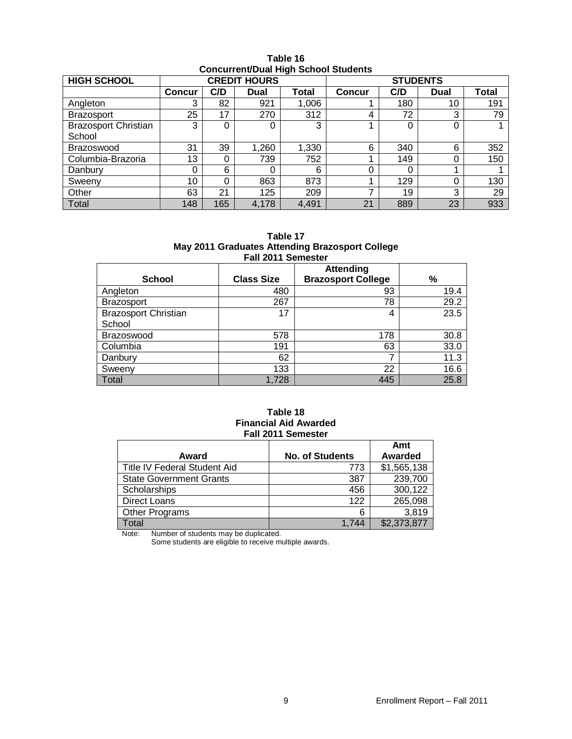**Table 16**
**Concurrent/Dual High School Students**

| HIGH SCHOOL | CREDIT HOURS | | | | STUDENTS | | | |
|---|---|---|---|---|---|---|---|---|
| | Concur | C/D | Dual | Total | Concur | C/D | Dual | Total |
| Angleton | 3 | 82 | 921 | 1,006 | 1 | 180 | 10 | 191 |
| Brazosport | 25 | 17 | 270 | 312 | 4 | 72 | 3 | 79 |
| Brazosport Christian School | 3 | 0 | 0 | 3 | 1 | 0 | 0 | 1 |
| Brazoswood | 31 | 39 | 1,260 | 1,330 | 6 | 340 | 6 | 352 |
| Columbia-Brazoria | 13 | 0 | 739 | 752 | 1 | 149 | 0 | 150 |
| Danbury | 0 | 6 | 0 | 6 | 0 | 0 | 1 | 1 |
| Sweeny | 10 | 0 | 863 | 873 | 1 | 129 | 0 | 130 |
| Other | 63 | 21 | 125 | 209 | 7 | 19 | 3 | 29 |
| Total | 148 | 165 | 4,178 | 4,491 | 21 | 889 | 23 | 933 |

**Table 17**
**May 2011 Graduates Attending Brazosport College**
**Fall 2011 Semester**

| School | Class Size | Attending Brazosport College | % |
|---|---|---|---|
| Angleton | 480 | 93 | 19.4 |
| Brazosport | 267 | 78 | 29.2 |
| Brazosport Christian School | 17 | 4 | 23.5 |
| Brazoswood | 578 | 178 | 30.8 |
| Columbia | 191 | 63 | 33.0 |
| Danbury | 62 | 7 | 11.3 |
| Sweeny | 133 | 22 | 16.6 |
| Total | 1,728 | 445 | 25.8 |

**Table 18**
**Financial Aid Awarded**
**Fall 2011 Semester**

| Award | No. of Students | Amt Awarded |
|---|---|---|
| Title IV Federal Student Aid | 773 | $1,565,138 |
| State Government Grants | 387 | 239,700 |
| Scholarships | 456 | 300,122 |
| Direct Loans | 122 | 265,098 |
| Other Programs | 6 | 3,819 |
| Total | 1,744 | $2,373,877 |

Note: Number of students may be duplicated.
Some students are eligible to receive multiple awards.